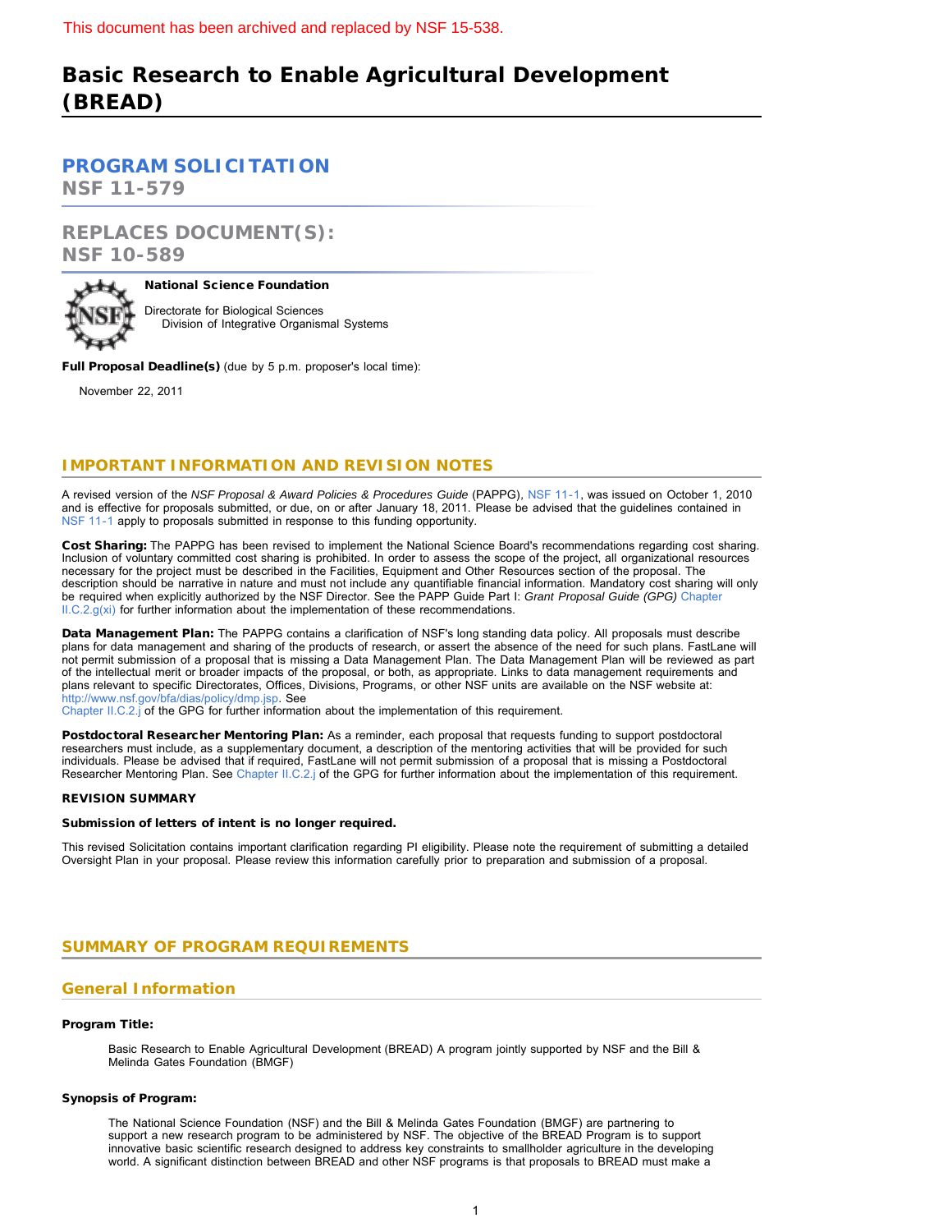This document has been archived and replaced by NSF 15-538.

# Basic Research to Enable Agricultural Development (BREAD)

## PROGRAM SOLICITATION
**NSF 11-579**

## REPLACES DOCUMENT(S):
**NSF 10-589**

**National Science Foundation**

Directorate for Biological Sciences
    Division of Integrative Organismal Systems

**Full Proposal Deadline(s)** (due by 5 p.m. proposer's local time):

November 22, 2011

## IMPORTANT INFORMATION AND REVISION NOTES

A revised version of the *NSF Proposal & Award Policies & Procedures Guide* (PAPPG), NSF 11-1, was issued on October 1, 2010 and is effective for proposals submitted, or due, on or after January 18, 2011. Please be advised that the guidelines contained in NSF 11-1 apply to proposals submitted in response to this funding opportunity.

**Cost Sharing:** The PAPPG has been revised to implement the National Science Board's recommendations regarding cost sharing. Inclusion of voluntary committed cost sharing is prohibited. In order to assess the scope of the project, all organizational resources necessary for the project must be described in the Facilities, Equipment and Other Resources section of the proposal. The description should be narrative in nature and must not include any quantifiable financial information. Mandatory cost sharing will only be required when explicitly authorized by the NSF Director. See the PAPP Guide Part I: *Grant Proposal Guide (GPG)* Chapter II.C.2.g(xi) for further information about the implementation of these recommendations.

**Data Management Plan:** The PAPPG contains a clarification of NSF's long standing data policy. All proposals must describe plans for data management and sharing of the products of research, or assert the absence of the need for such plans. FastLane will not permit submission of a proposal that is missing a Data Management Plan. The Data Management Plan will be reviewed as part of the intellectual merit or broader impacts of the proposal, or both, as appropriate. Links to data management requirements and plans relevant to specific Directorates, Offices, Divisions, Programs, or other NSF units are available on the NSF website at: http://www.nsf.gov/bfa/dias/policy/dmp.jsp. See Chapter II.C.2.j of the GPG for further information about the implementation of this requirement.

**Postdoctoral Researcher Mentoring Plan:** As a reminder, each proposal that requests funding to support postdoctoral researchers must include, as a supplementary document, a description of the mentoring activities that will be provided for such individuals. Please be advised that if required, FastLane will not permit submission of a proposal that is missing a Postdoctoral Researcher Mentoring Plan. See Chapter II.C.2.j of the GPG for further information about the implementation of this requirement.

**REVISION SUMMARY**

**Submission of letters of intent is no longer required.**

This revised Solicitation contains important clarification regarding PI eligibility. Please note the requirement of submitting a detailed Oversight Plan in your proposal. Please review this information carefully prior to preparation and submission of a proposal.

## SUMMARY OF PROGRAM REQUIREMENTS

### General Information

**Program Title:**

Basic Research to Enable Agricultural Development (BREAD) A program jointly supported by NSF and the Bill & Melinda Gates Foundation (BMGF)

**Synopsis of Program:**

The National Science Foundation (NSF) and the Bill & Melinda Gates Foundation (BMGF) are partnering to support a new research program to be administered by NSF. The objective of the BREAD Program is to support innovative basic scientific research designed to address key constraints to smallholder agriculture in the developing world. A significant distinction between BREAD and other NSF programs is that proposals to BREAD must make a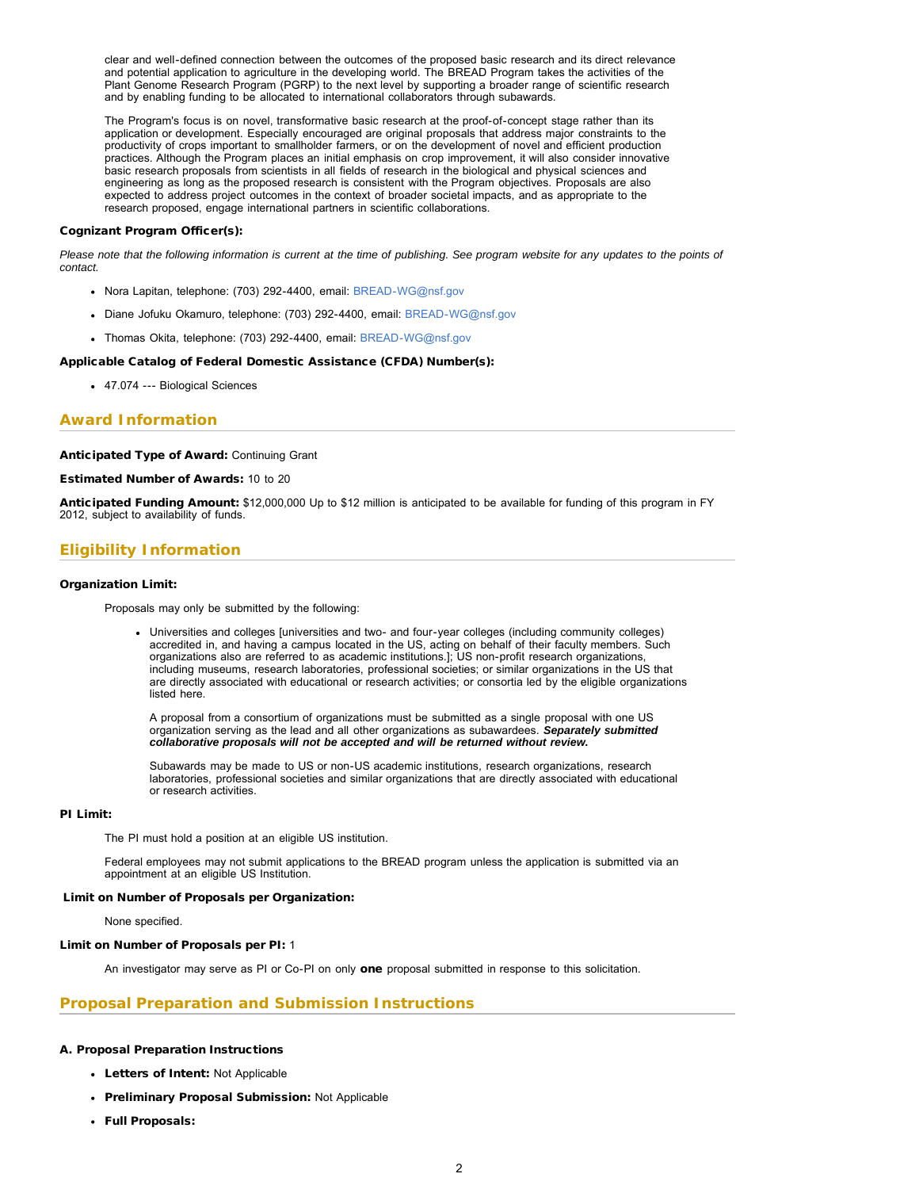clear and well-defined connection between the outcomes of the proposed basic research and its direct relevance and potential application to agriculture in the developing world. The BREAD Program takes the activities of the Plant Genome Research Program (PGRP) to the next level by supporting a broader range of scientific research and by enabling funding to be allocated to international collaborators through subawards.

The Program's focus is on novel, transformative basic research at the proof-of-concept stage rather than its application or development. Especially encouraged are original proposals that address major constraints to the productivity of crops important to smallholder farmers, or on the development of novel and efficient production practices. Although the Program places an initial emphasis on crop improvement, it will also consider innovative basic research proposals from scientists in all fields of research in the biological and physical sciences and engineering as long as the proposed research is consistent with the Program objectives. Proposals are also expected to address project outcomes in the context of broader societal impacts, and as appropriate to the research proposed, engage international partners in scientific collaborations.

**Cognizant Program Officer(s):**

*Please note that the following information is current at the time of publishing. See program website for any updates to the points of contact.*

- Nora Lapitan, telephone: (703) 292-4400, email: BREAD-WG@nsf.gov
- Diane Jofuku Okamuro, telephone: (703) 292-4400, email: BREAD-WG@nsf.gov
- Thomas Okita, telephone: (703) 292-4400, email: BREAD-WG@nsf.gov

**Applicable Catalog of Federal Domestic Assistance (CFDA) Number(s):**

- 47.074 --- Biological Sciences

## Award Information

**Anticipated Type of Award:** Continuing Grant

**Estimated Number of Awards:** 10 to 20

**Anticipated Funding Amount:** $12,000,000 Up to $12 million is anticipated to be available for funding of this program in FY 2012, subject to availability of funds.

## Eligibility Information

**Organization Limit:**

Proposals may only be submitted by the following:

- Universities and colleges [universities and two- and four-year colleges (including community colleges) accredited in, and having a campus located in the US, acting on behalf of their faculty members. Such organizations also are referred to as academic institutions.]; US non-profit research organizations, including museums, research laboratories, professional societies; or similar organizations in the US that are directly associated with educational or research activities; or consortia led by the eligible organizations listed here.

  A proposal from a consortium of organizations must be submitted as a single proposal with one US organization serving as the lead and all other organizations as subawardees. ***Separately submitted collaborative proposals will not be accepted and will be returned without review.***

  Subawards may be made to US or non-US academic institutions, research organizations, research laboratories, professional societies and similar organizations that are directly associated with educational or research activities.

**PI Limit:**

The PI must hold a position at an eligible US institution.

Federal employees may not submit applications to the BREAD program unless the application is submitted via an appointment at an eligible US Institution.

**Limit on Number of Proposals per Organization:**

None specified.

**Limit on Number of Proposals per PI:** 1

An investigator may serve as PI or Co-PI on only **one** proposal submitted in response to this solicitation.

## Proposal Preparation and Submission Instructions

**A. Proposal Preparation Instructions**

- **Letters of Intent:** Not Applicable
- **Preliminary Proposal Submission:** Not Applicable
- **Full Proposals:**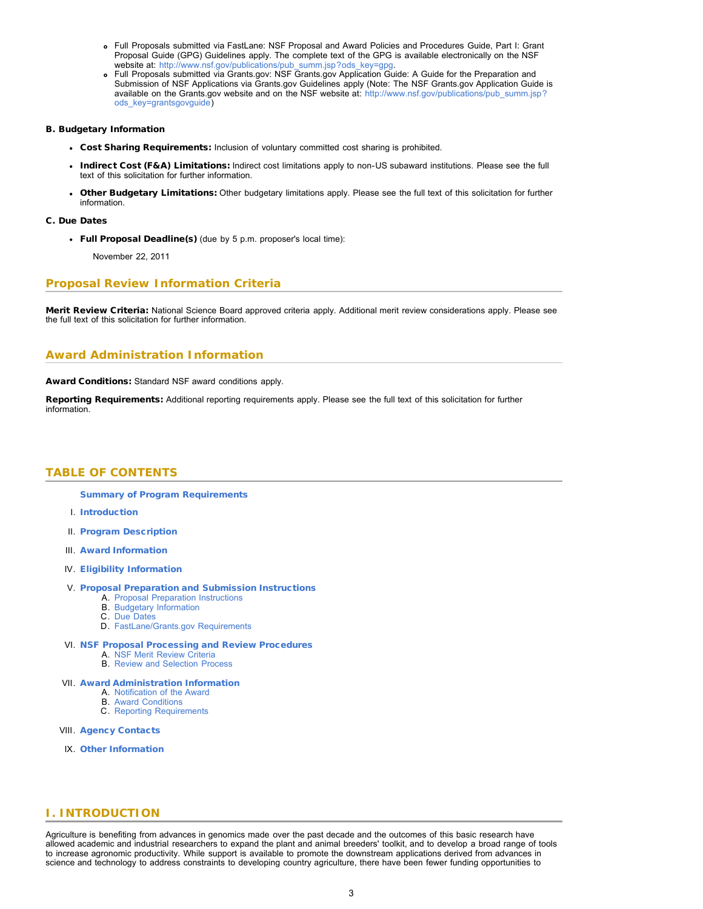- Full Proposals submitted via FastLane: NSF Proposal and Award Policies and Procedures Guide, Part I: Grant Proposal Guide (GPG) Guidelines apply. The complete text of the GPG is available electronically on the NSF website at: http://www.nsf.gov/publications/pub_summ.jsp?ods_key=gpg.
- Full Proposals submitted via Grants.gov: NSF Grants.gov Application Guide: A Guide for the Preparation and Submission of NSF Applications via Grants.gov Guidelines apply (Note: The NSF Grants.gov Application Guide is available on the Grants.gov website and on the NSF website at: http://www.nsf.gov/publications/pub_summ.jsp?ods_key=grantsgovguide)

**B. Budgetary Information**

- **Cost Sharing Requirements:** Inclusion of voluntary committed cost sharing is prohibited.
- **Indirect Cost (F&A) Limitations:** Indirect cost limitations apply to non-US subaward institutions. Please see the full text of this solicitation for further information.
- **Other Budgetary Limitations:** Other budgetary limitations apply. Please see the full text of this solicitation for further information.

**C. Due Dates**

- **Full Proposal Deadline(s)** (due by 5 p.m. proposer's local time):

  November 22, 2011

## Proposal Review Information Criteria

**Merit Review Criteria:** National Science Board approved criteria apply. Additional merit review considerations apply. Please see the full text of this solicitation for further information.

## Award Administration Information

**Award Conditions:** Standard NSF award conditions apply.

**Reporting Requirements:** Additional reporting requirements apply. Please see the full text of this solicitation for further information.

## TABLE OF CONTENTS

**Summary of Program Requirements**

I. **Introduction**

II. **Program Description**

III. **Award Information**

IV. **Eligibility Information**

V. **Proposal Preparation and Submission Instructions**
   A. Proposal Preparation Instructions
   B. Budgetary Information
   C. Due Dates
   D. FastLane/Grants.gov Requirements

VI. **NSF Proposal Processing and Review Procedures**
   A. NSF Merit Review Criteria
   B. Review and Selection Process

VII. **Award Administration Information**
   A. Notification of the Award
   B. Award Conditions
   C. Reporting Requirements

VIII. **Agency Contacts**

IX. **Other Information**

## I. INTRODUCTION

Agriculture is benefiting from advances in genomics made over the past decade and the outcomes of this basic research have allowed academic and industrial researchers to expand the plant and animal breeders' toolkit, and to develop a broad range of tools to increase agronomic productivity. While support is available to promote the downstream applications derived from advances in science and technology to address constraints to developing country agriculture, there have been fewer funding opportunities to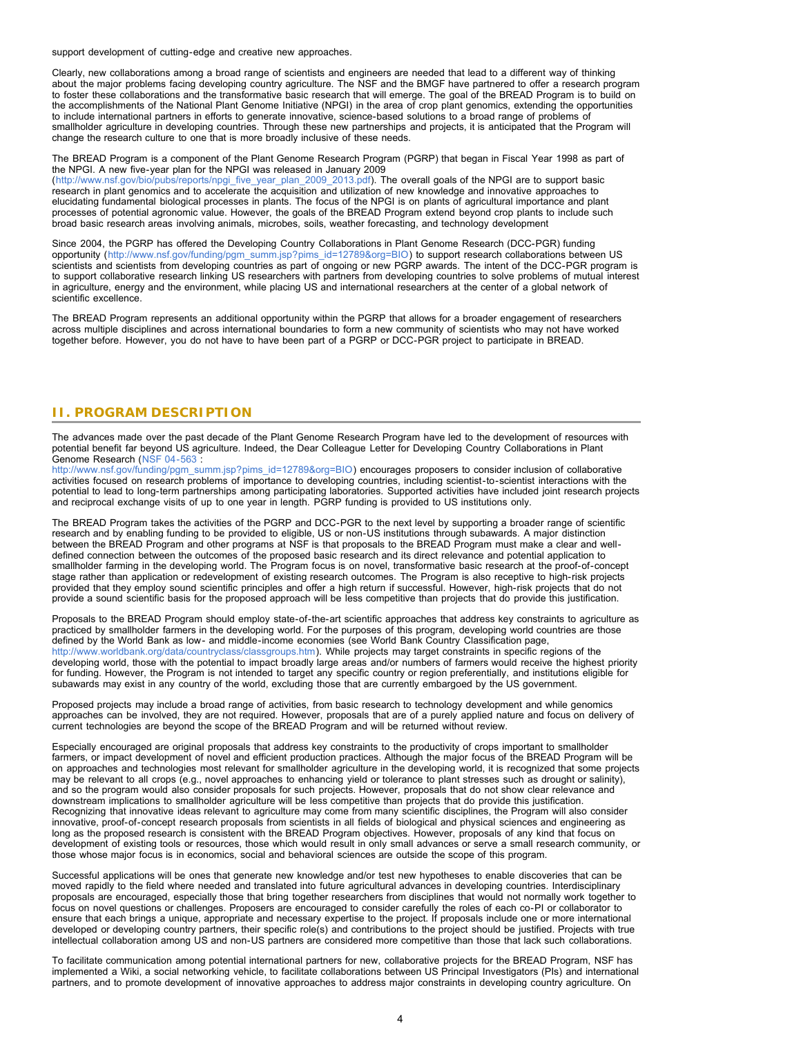support development of cutting-edge and creative new approaches.

Clearly, new collaborations among a broad range of scientists and engineers are needed that lead to a different way of thinking about the major problems facing developing country agriculture. The NSF and the BMGF have partnered to offer a research program to foster these collaborations and the transformative basic research that will emerge. The goal of the BREAD Program is to build on the accomplishments of the National Plant Genome Initiative (NPGI) in the area of crop plant genomics, extending the opportunities to include international partners in efforts to generate innovative, science-based solutions to a broad range of problems of smallholder agriculture in developing countries. Through these new partnerships and projects, it is anticipated that the Program will change the research culture to one that is more broadly inclusive of these needs.

The BREAD Program is a component of the Plant Genome Research Program (PGRP) that began in Fiscal Year 1998 as part of the NPGI. A new five-year plan for the NPGI was released in January 2009 (http://www.nsf.gov/bio/pubs/reports/npgi_five_year_plan_2009_2013.pdf). The overall goals of the NPGI are to support basic research in plant genomics and to accelerate the acquisition and utilization of new knowledge and innovative approaches to elucidating fundamental biological processes in plants. The focus of the NPGI is on plants of agricultural importance and plant processes of potential agronomic value. However, the goals of the BREAD Program extend beyond crop plants to include such broad basic research areas involving animals, microbes, soils, weather forecasting, and technology development

Since 2004, the PGRP has offered the Developing Country Collaborations in Plant Genome Research (DCC-PGR) funding opportunity (http://www.nsf.gov/funding/pgm_summ.jsp?pims_id=12789&org=BIO) to support research collaborations between US scientists and scientists from developing countries as part of ongoing or new PGRP awards. The intent of the DCC-PGR program is to support collaborative research linking US researchers with partners from developing countries to solve problems of mutual interest in agriculture, energy and the environment, while placing US and international researchers at the center of a global network of scientific excellence.

The BREAD Program represents an additional opportunity within the PGRP that allows for a broader engagement of researchers across multiple disciplines and across international boundaries to form a new community of scientists who may not have worked together before. However, you do not have to have been part of a PGRP or DCC-PGR project to participate in BREAD.

## II. PROGRAM DESCRIPTION

The advances made over the past decade of the Plant Genome Research Program have led to the development of resources with potential benefit far beyond US agriculture. Indeed, the Dear Colleague Letter for Developing Country Collaborations in Plant Genome Research (NSF 04-563 : http://www.nsf.gov/funding/pgm_summ.jsp?pims_id=12789&org=BIO) encourages proposers to consider inclusion of collaborative activities focused on research problems of importance to developing countries, including scientist-to-scientist interactions with the potential to lead to long-term partnerships among participating laboratories. Supported activities have included joint research projects and reciprocal exchange visits of up to one year in length. PGRP funding is provided to US institutions only.

The BREAD Program takes the activities of the PGRP and DCC-PGR to the next level by supporting a broader range of scientific research and by enabling funding to be provided to eligible, US or non-US institutions through subawards. A major distinction between the BREAD Program and other programs at NSF is that proposals to the BREAD Program must make a clear and well-defined connection between the outcomes of the proposed basic research and its direct relevance and potential application to smallholder farming in the developing world. The Program focus is on novel, transformative basic research at the proof-of-concept stage rather than application or redevelopment of existing research outcomes. The Program is also receptive to high-risk projects provided that they employ sound scientific principles and offer a high return if successful. However, high-risk projects that do not provide a sound scientific basis for the proposed approach will be less competitive than projects that do provide this justification.

Proposals to the BREAD Program should employ state-of-the-art scientific approaches that address key constraints to agriculture as practiced by smallholder farmers in the developing world. For the purposes of this program, developing world countries are those defined by the World Bank as low- and middle-income economies (see World Bank Country Classification page, http://www.worldbank.org/data/countryclass/classgroups.htm). While projects may target constraints in specific regions of the developing world, those with the potential to impact broadly large areas and/or numbers of farmers would receive the highest priority for funding. However, the Program is not intended to target any specific country or region preferentially, and institutions eligible for subawards may exist in any country of the world, excluding those that are currently embargoed by the US government.

Proposed projects may include a broad range of activities, from basic research to technology development and while genomics approaches can be involved, they are not required. However, proposals that are of a purely applied nature and focus on delivery of current technologies are beyond the scope of the BREAD Program and will be returned without review.

Especially encouraged are original proposals that address key constraints to the productivity of crops important to smallholder farmers, or impact development of novel and efficient production practices. Although the major focus of the BREAD Program will be on approaches and technologies most relevant for smallholder agriculture in the developing world, it is recognized that some projects may be relevant to all crops (e.g., novel approaches to enhancing yield or tolerance to plant stresses such as drought or salinity), and so the program would also consider proposals for such projects. However, proposals that do not show clear relevance and downstream implications to smallholder agriculture will be less competitive than projects that do provide this justification. Recognizing that innovative ideas relevant to agriculture may come from many scientific disciplines, the Program will also consider innovative, proof-of-concept research proposals from scientists in all fields of biological and physical sciences and engineering as long as the proposed research is consistent with the BREAD Program objectives. However, proposals of any kind that focus on development of existing tools or resources, those which would result in only small advances or serve a small research community, or those whose major focus is in economics, social and behavioral sciences are outside the scope of this program.

Successful applications will be ones that generate new knowledge and/or test new hypotheses to enable discoveries that can be moved rapidly to the field where needed and translated into future agricultural advances in developing countries. Interdisciplinary proposals are encouraged, especially those that bring together researchers from disciplines that would not normally work together to focus on novel questions or challenges. Proposers are encouraged to consider carefully the roles of each co-PI or collaborator to ensure that each brings a unique, appropriate and necessary expertise to the project. If proposals include one or more international developed or developing country partners, their specific role(s) and contributions to the project should be justified. Projects with true intellectual collaboration among US and non-US partners are considered more competitive than those that lack such collaborations.

To facilitate communication among potential international partners for new, collaborative projects for the BREAD Program, NSF has implemented a Wiki, a social networking vehicle, to facilitate collaborations between US Principal Investigators (PIs) and international partners, and to promote development of innovative approaches to address major constraints in developing country agriculture. On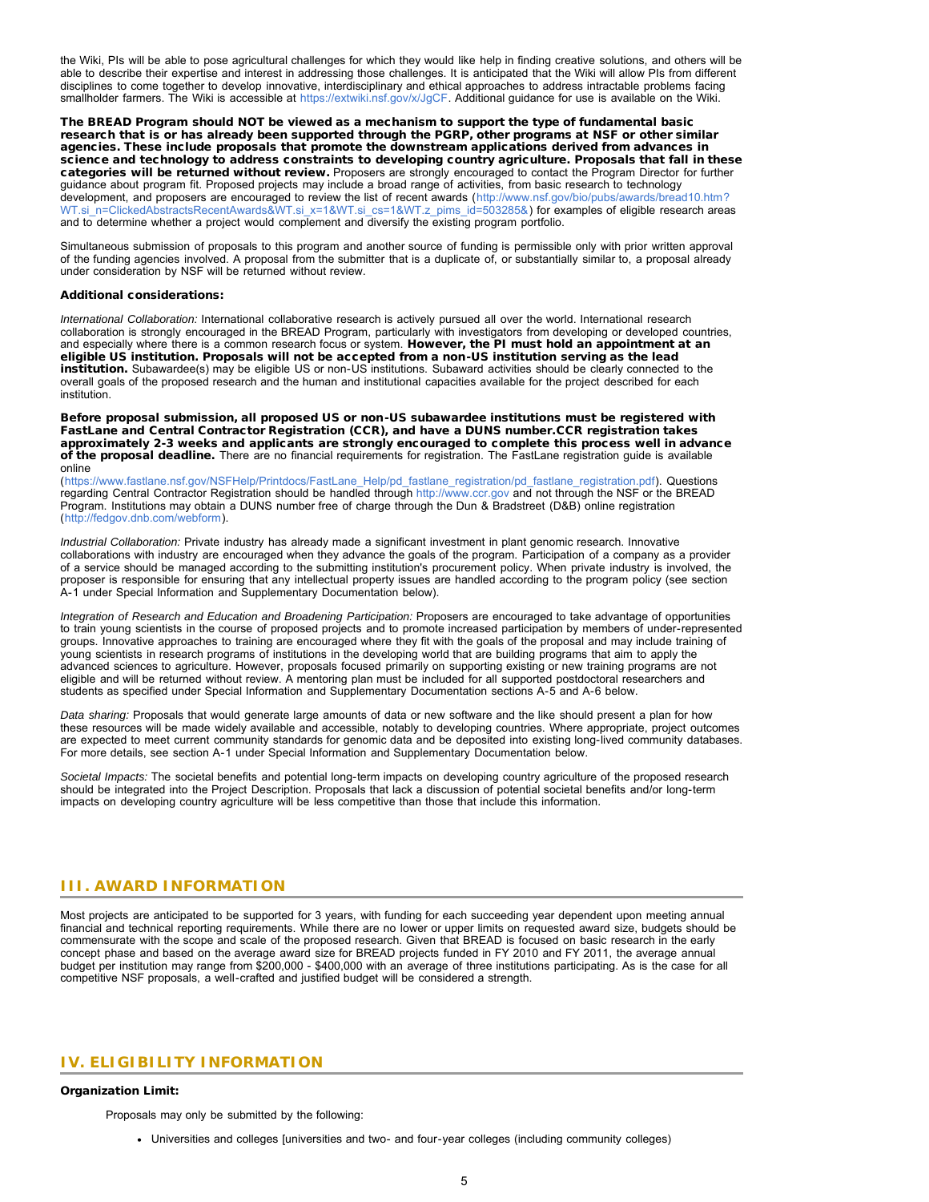the Wiki, PIs will be able to pose agricultural challenges for which they would like help in finding creative solutions, and others will be able to describe their expertise and interest in addressing those challenges. It is anticipated that the Wiki will allow PIs from different disciplines to come together to develop innovative, interdisciplinary and ethical approaches to address intractable problems facing smallholder farmers. The Wiki is accessible at https://extwiki.nsf.gov/x/JgCF. Additional guidance for use is available on the Wiki.

**The BREAD Program should NOT be viewed as a mechanism to support the type of fundamental basic research that is or has already been supported through the PGRP, other programs at NSF or other similar agencies. These include proposals that promote the downstream applications derived from advances in science and technology to address constraints to developing country agriculture. Proposals that fall in these categories will be returned without review.** Proposers are strongly encouraged to contact the Program Director for further guidance about program fit. Proposed projects may include a broad range of activities, from basic research to technology development, and proposers are encouraged to review the list of recent awards (http://www.nsf.gov/bio/pubs/awards/bread10.htm?WT.si_n=ClickedAbstractsRecentAwards&WT.si_x=1&WT.si_cs=1&WT.z_pims_id=503285&) for examples of eligible research areas and to determine whether a project would complement and diversify the existing program portfolio.

Simultaneous submission of proposals to this program and another source of funding is permissible only with prior written approval of the funding agencies involved. A proposal from the submitter that is a duplicate of, or substantially similar to, a proposal already under consideration by NSF will be returned without review.

**Additional considerations:**

*International Collaboration:* International collaborative research is actively pursued all over the world. International research collaboration is strongly encouraged in the BREAD Program, particularly with investigators from developing or developed countries, and especially where there is a common research focus or system. **However, the PI must hold an appointment at an eligible US institution. Proposals will not be accepted from a non-US institution serving as the lead institution.** Subawardee(s) may be eligible US or non-US institutions. Subaward activities should be clearly connected to the overall goals of the proposed research and the human and institutional capacities available for the project described for each institution.

**Before proposal submission, all proposed US or non-US subawardee institutions must be registered with FastLane and Central Contractor Registration (CCR), and have a DUNS number.CCR registration takes approximately 2-3 weeks and applicants are strongly encouraged to complete this process well in advance of the proposal deadline.** There are no financial requirements for registration. The FastLane registration guide is available online (https://www.fastlane.nsf.gov/NSFHelp/Printdocs/FastLane_Help/pd_fastlane_registration/pd_fastlane_registration.pdf). Questions regarding Central Contractor Registration should be handled through http://www.ccr.gov and not through the NSF or the BREAD Program. Institutions may obtain a DUNS number free of charge through the Dun & Bradstreet (D&B) online registration (http://fedgov.dnb.com/webform).

*Industrial Collaboration:* Private industry has already made a significant investment in plant genomic research. Innovative collaborations with industry are encouraged when they advance the goals of the program. Participation of a company as a provider of a service should be managed according to the submitting institution's procurement policy. When private industry is involved, the proposer is responsible for ensuring that any intellectual property issues are handled according to the program policy (see section A-1 under Special Information and Supplementary Documentation below).

*Integration of Research and Education and Broadening Participation:* Proposers are encouraged to take advantage of opportunities to train young scientists in the course of proposed projects and to promote increased participation by members of under-represented groups. Innovative approaches to training are encouraged where they fit with the goals of the proposal and may include training of young scientists in research programs of institutions in the developing world that are building programs that aim to apply the advanced sciences to agriculture. However, proposals focused primarily on supporting existing or new training programs are not eligible and will be returned without review. A mentoring plan must be included for all supported postdoctoral researchers and students as specified under Special Information and Supplementary Documentation sections A-5 and A-6 below.

*Data sharing:* Proposals that would generate large amounts of data or new software and the like should present a plan for how these resources will be made widely available and accessible, notably to developing countries. Where appropriate, project outcomes are expected to meet current community standards for genomic data and be deposited into existing long-lived community databases. For more details, see section A-1 under Special Information and Supplementary Documentation below.

*Societal Impacts:* The societal benefits and potential long-term impacts on developing country agriculture of the proposed research should be integrated into the Project Description. Proposals that lack a discussion of potential societal benefits and/or long-term impacts on developing country agriculture will be less competitive than those that include this information.

## III. AWARD INFORMATION

Most projects are anticipated to be supported for 3 years, with funding for each succeeding year dependent upon meeting annual financial and technical reporting requirements. While there are no lower or upper limits on requested award size, budgets should be commensurate with the scope and scale of the proposed research. Given that BREAD is focused on basic research in the early concept phase and based on the average award size for BREAD projects funded in FY 2010 and FY 2011, the average annual budget per institution may range from $200,000 - $400,000 with an average of three institutions participating. As is the case for all competitive NSF proposals, a well-crafted and justified budget will be considered a strength.

## IV. ELIGIBILITY INFORMATION

**Organization Limit:**

Proposals may only be submitted by the following:

- Universities and colleges [universities and two- and four-year colleges (including community colleges)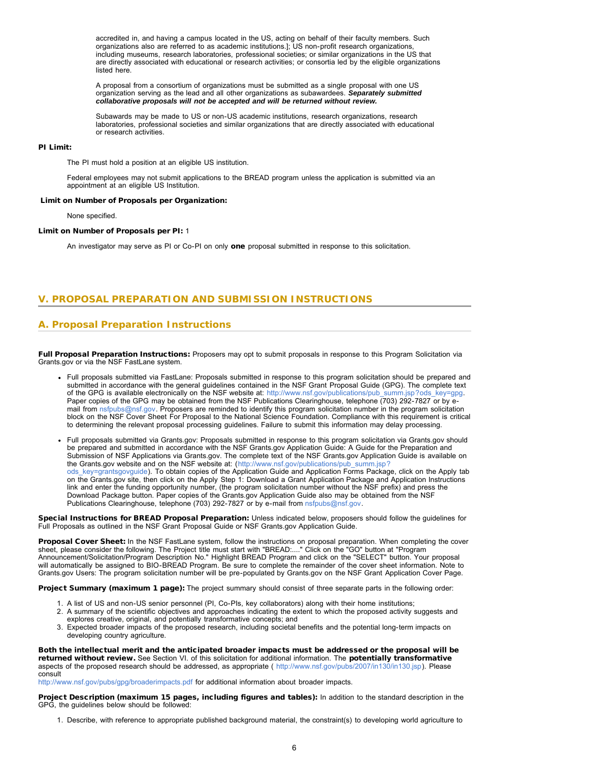accredited in, and having a campus located in the US, acting on behalf of their faculty members. Such organizations also are referred to as academic institutions.]; US non-profit research organizations, including museums, research laboratories, professional societies; or similar organizations in the US that are directly associated with educational or research activities; or consortia led by the eligible organizations listed here.

A proposal from a consortium of organizations must be submitted as a single proposal with one US organization serving as the lead and all other organizations as subawardees. ***Separately submitted collaborative proposals will not be accepted and will be returned without review.***

Subawards may be made to US or non-US academic institutions, research organizations, research laboratories, professional societies and similar organizations that are directly associated with educational or research activities.

**PI Limit:**

The PI must hold a position at an eligible US institution.

Federal employees may not submit applications to the BREAD program unless the application is submitted via an appointment at an eligible US Institution.

**Limit on Number of Proposals per Organization:**

None specified.

**Limit on Number of Proposals per PI:** 1

An investigator may serve as PI or Co-PI on only **one** proposal submitted in response to this solicitation.

## V. PROPOSAL PREPARATION AND SUBMISSION INSTRUCTIONS

### A. Proposal Preparation Instructions

**Full Proposal Preparation Instructions:** Proposers may opt to submit proposals in response to this Program Solicitation via Grants.gov or via the NSF FastLane system.

- Full proposals submitted via FastLane: Proposals submitted in response to this program solicitation should be prepared and submitted in accordance with the general guidelines contained in the NSF Grant Proposal Guide (GPG). The complete text of the GPG is available electronically on the NSF website at: http://www.nsf.gov/publications/pub_summ.jsp?ods_key=gpg. Paper copies of the GPG may be obtained from the NSF Publications Clearinghouse, telephone (703) 292-7827 or by e-mail from nsfpubs@nsf.gov. Proposers are reminded to identify this program solicitation number in the program solicitation block on the NSF Cover Sheet For Proposal to the National Science Foundation. Compliance with this requirement is critical to determining the relevant proposal processing guidelines. Failure to submit this information may delay processing.
- Full proposals submitted via Grants.gov: Proposals submitted in response to this program solicitation via Grants.gov should be prepared and submitted in accordance with the NSF Grants.gov Application Guide: A Guide for the Preparation and Submission of NSF Applications via Grants.gov. The complete text of the NSF Grants.gov Application Guide is available on the Grants.gov website and on the NSF website at: (http://www.nsf.gov/publications/pub_summ.jsp?ods_key=grantsgovguide). To obtain copies of the Application Guide and Application Forms Package, click on the Apply tab on the Grants.gov site, then click on the Apply Step 1: Download a Grant Application Package and Application Instructions link and enter the funding opportunity number, (the program solicitation number without the NSF prefix) and press the Download Package button. Paper copies of the Grants.gov Application Guide also may be obtained from the NSF Publications Clearinghouse, telephone (703) 292-7827 or by e-mail from nsfpubs@nsf.gov.

**Special Instructions for BREAD Proposal Preparation:** Unless indicated below, proposers should follow the guidelines for Full Proposals as outlined in the NSF Grant Proposal Guide or NSF Grants.gov Application Guide.

**Proposal Cover Sheet:** In the NSF FastLane system, follow the instructions on proposal preparation. When completing the cover sheet, please consider the following. The Project title must start with "BREAD:...." Click on the "GO" button at "Program Announcement/Solicitation/Program Description No." Highlight BREAD Program and click on the "SELECT" button. Your proposal will automatically be assigned to BIO-BREAD Program. Be sure to complete the remainder of the cover sheet information. Note to Grants.gov Users: The program solicitation number will be pre-populated by Grants.gov on the NSF Grant Application Cover Page.

**Project Summary (maximum 1 page):** The project summary should consist of three separate parts in the following order:

1. A list of US and non-US senior personnel (PI, Co-PIs, key collaborators) along with their home institutions;
2. A summary of the scientific objectives and approaches indicating the extent to which the proposed activity suggests and explores creative, original, and potentially transformative concepts; and
3. Expected broader impacts of the proposed research, including societal benefits and the potential long-term impacts on developing country agriculture.

**Both the intellectual merit and the anticipated broader impacts must be addressed or the proposal will be returned without review.** See Section VI. of this solicitation for additional information. The **potentially transformative** aspects of the proposed research should be addressed, as appropriate ( http://www.nsf.gov/pubs/2007/in130/in130.jsp). Please consult http://www.nsf.gov/pubs/gpg/broaderimpacts.pdf for additional information about broader impacts.

**Project Description (maximum 15 pages, including figures and tables):** In addition to the standard description in the GPG, the guidelines below should be followed:

1. Describe, with reference to appropriate published background material, the constraint(s) to developing world agriculture to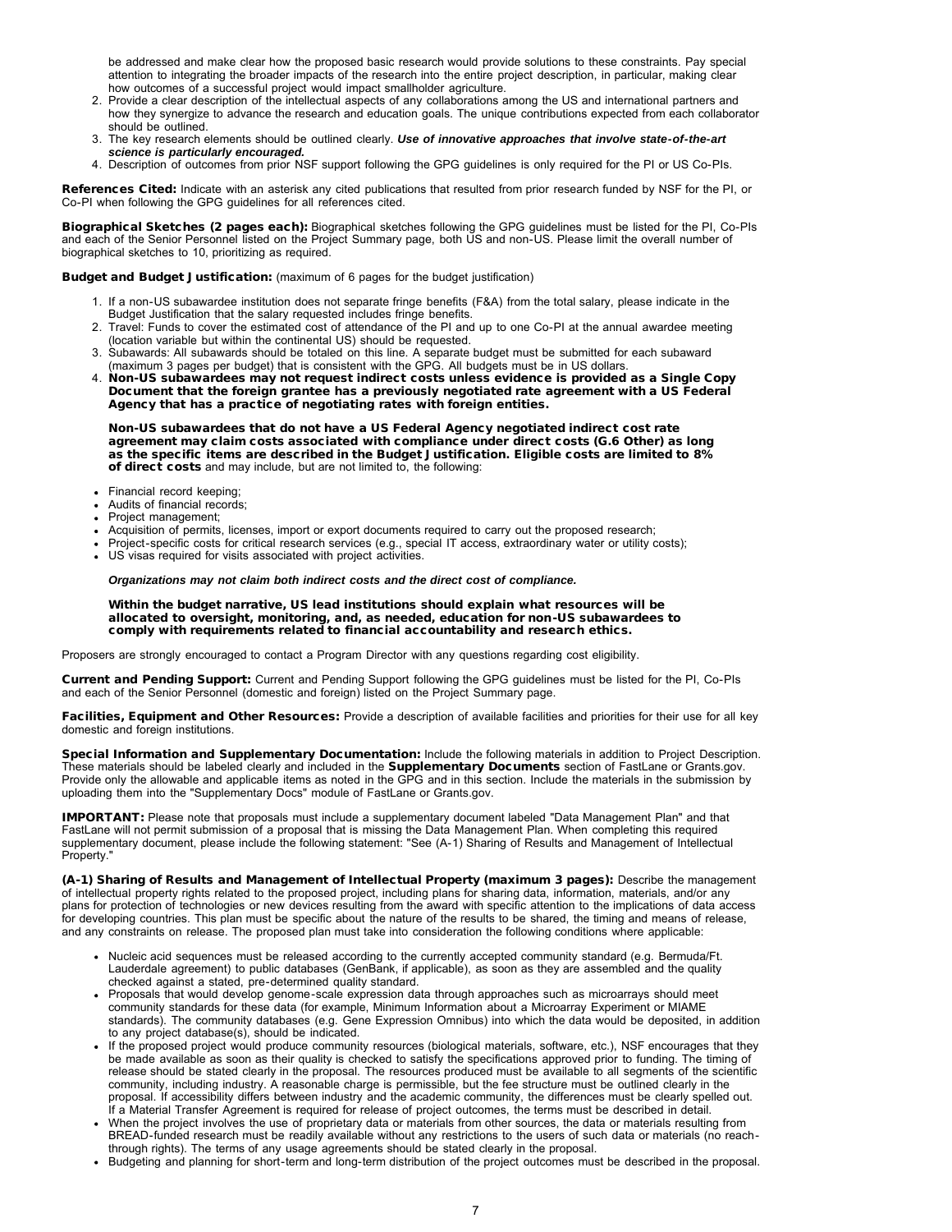be addressed and make clear how the proposed basic research would provide solutions to these constraints. Pay special attention to integrating the broader impacts of the research into the entire project description, in particular, making clear how outcomes of a successful project would impact smallholder agriculture.

2. Provide a clear description of the intellectual aspects of any collaborations among the US and international partners and how they synergize to advance the research and education goals. The unique contributions expected from each collaborator should be outlined.
3. The key research elements should be outlined clearly. ***Use of innovative approaches that involve state-of-the-art science is particularly encouraged.***
4. Description of outcomes from prior NSF support following the GPG guidelines is only required for the PI or US Co-PIs.

**References Cited:** Indicate with an asterisk any cited publications that resulted from prior research funded by NSF for the PI, or Co-PI when following the GPG guidelines for all references cited.

**Biographical Sketches (2 pages each):** Biographical sketches following the GPG guidelines must be listed for the PI, Co-PIs and each of the Senior Personnel listed on the Project Summary page, both US and non-US. Please limit the overall number of biographical sketches to 10, prioritizing as required.

**Budget and Budget Justification:** (maximum of 6 pages for the budget justification)

1. If a non-US subawardee institution does not separate fringe benefits (F&A) from the total salary, please indicate in the Budget Justification that the salary requested includes fringe benefits.
2. Travel: Funds to cover the estimated cost of attendance of the PI and up to one Co-PI at the annual awardee meeting (location variable but within the continental US) should be requested.
3. Subawards: All subawards should be totaled on this line. A separate budget must be submitted for each subaward (maximum 3 pages per budget) that is consistent with the GPG. All budgets must be in US dollars.
4. **Non-US subawardees may not request indirect costs unless evidence is provided as a Single Copy Document that the foreign grantee has a previously negotiated rate agreement with a US Federal Agency that has a practice of negotiating rates with foreign entities.**

   **Non-US subawardees that do not have a US Federal Agency negotiated indirect cost rate agreement may claim costs associated with compliance under direct costs (G.6 Other) as long as the specific items are described in the Budget Justification. Eligible costs are limited to 8% of direct costs** and may include, but are not limited to, the following:

- Financial record keeping;
- Audits of financial records;
- Project management;
- Acquisition of permits, licenses, import or export documents required to carry out the proposed research;
- Project-specific costs for critical research services (e.g., special IT access, extraordinary water or utility costs);
- US visas required for visits associated with project activities.

***Organizations may not claim both indirect costs and the direct cost of compliance.***

**Within the budget narrative, US lead institutions should explain what resources will be allocated to oversight, monitoring, and, as needed, education for non-US subawardees to comply with requirements related to financial accountability and research ethics.**

Proposers are strongly encouraged to contact a Program Director with any questions regarding cost eligibility.

**Current and Pending Support:** Current and Pending Support following the GPG guidelines must be listed for the PI, Co-PIs and each of the Senior Personnel (domestic and foreign) listed on the Project Summary page.

**Facilities, Equipment and Other Resources:** Provide a description of available facilities and priorities for their use for all key domestic and foreign institutions.

**Special Information and Supplementary Documentation:** Include the following materials in addition to Project Description. These materials should be labeled clearly and included in the **Supplementary Documents** section of FastLane or Grants.gov. Provide only the allowable and applicable items as noted in the GPG and in this section. Include the materials in the submission by uploading them into the "Supplementary Docs" module of FastLane or Grants.gov.

**IMPORTANT:** Please note that proposals must include a supplementary document labeled "Data Management Plan" and that FastLane will not permit submission of a proposal that is missing the Data Management Plan. When completing this required supplementary document, please include the following statement: "See (A-1) Sharing of Results and Management of Intellectual Property."

**(A-1) Sharing of Results and Management of Intellectual Property (maximum 3 pages):** Describe the management of intellectual property rights related to the proposed project, including plans for sharing data, information, materials, and/or any plans for protection of technologies or new devices resulting from the award with specific attention to the implications of data access for developing countries. This plan must be specific about the nature of the results to be shared, the timing and means of release, and any constraints on release. The proposed plan must take into consideration the following conditions where applicable:

- Nucleic acid sequences must be released according to the currently accepted community standard (e.g. Bermuda/Ft. Lauderdale agreement) to public databases (GenBank, if applicable), as soon as they are assembled and the quality checked against a stated, pre-determined quality standard.
- Proposals that would develop genome-scale expression data through approaches such as microarrays should meet community standards for these data (for example, Minimum Information about a Microarray Experiment or MIAME standards). The community databases (e.g. Gene Expression Omnibus) into which the data would be deposited, in addition to any project database(s), should be indicated.
- If the proposed project would produce community resources (biological materials, software, etc.), NSF encourages that they be made available as soon as their quality is checked to satisfy the specifications approved prior to funding. The timing of release should be stated clearly in the proposal. The resources produced must be available to all segments of the scientific community, including industry. A reasonable charge is permissible, but the fee structure must be outlined clearly in the proposal. If accessibility differs between industry and the academic community, the differences must be clearly spelled out. If a Material Transfer Agreement is required for release of project outcomes, the terms must be described in detail.
- When the project involves the use of proprietary data or materials from other sources, the data or materials resulting from BREAD-funded research must be readily available without any restrictions to the users of such data or materials (no reach-through rights). The terms of any usage agreements should be stated clearly in the proposal.
- Budgeting and planning for short-term and long-term distribution of the project outcomes must be described in the proposal.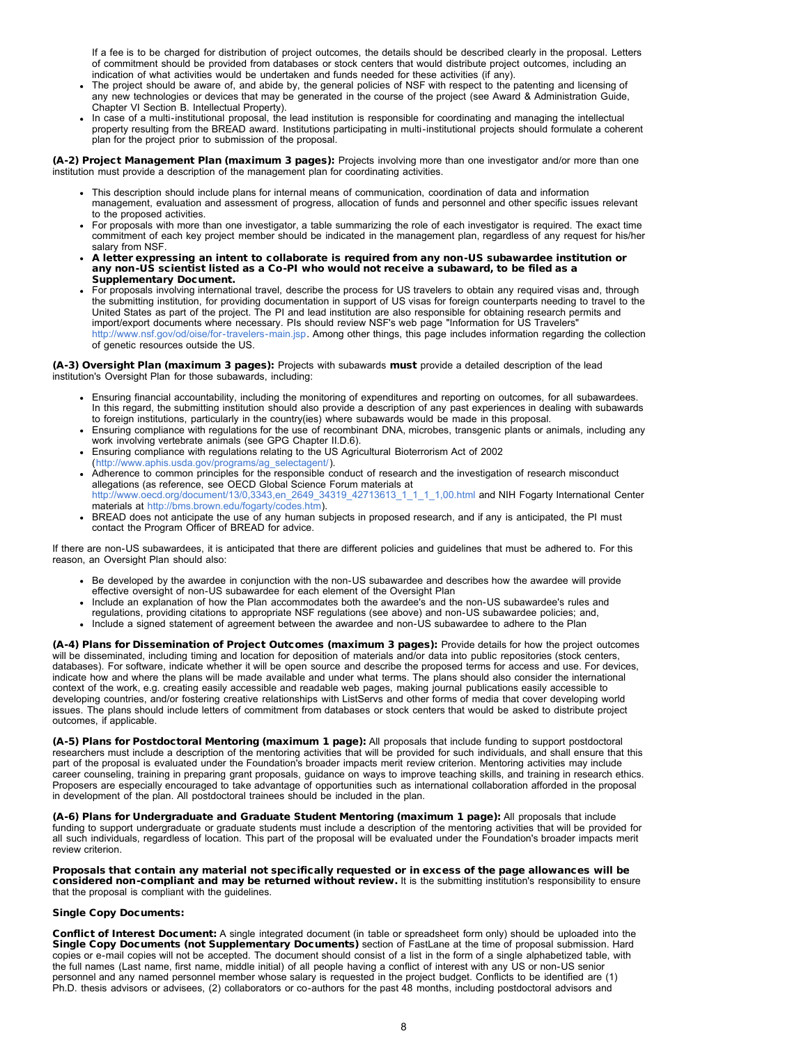If a fee is to be charged for distribution of project outcomes, the details should be described clearly in the proposal. Letters of commitment should be provided from databases or stock centers that would distribute project outcomes, including an indication of what activities would be undertaken and funds needed for these activities (if any).

- The project should be aware of, and abide by, the general policies of NSF with respect to the patenting and licensing of any new technologies or devices that may be generated in the course of the project (see Award & Administration Guide, Chapter VI Section B. Intellectual Property).
- In case of a multi-institutional proposal, the lead institution is responsible for coordinating and managing the intellectual property resulting from the BREAD award. Institutions participating in multi-institutional projects should formulate a coherent plan for the project prior to submission of the proposal.

**(A-2) Project Management Plan (maximum 3 pages):** Projects involving more than one investigator and/or more than one institution must provide a description of the management plan for coordinating activities.

- This description should include plans for internal means of communication, coordination of data and information management, evaluation and assessment of progress, allocation of funds and personnel and other specific issues relevant to the proposed activities.
- For proposals with more than one investigator, a table summarizing the role of each investigator is required. The exact time commitment of each key project member should be indicated in the management plan, regardless of any request for his/her salary from NSF.
- **A letter expressing an intent to collaborate is required from any non-US subawardee institution or any non-US scientist listed as a Co-PI who would not receive a subaward, to be filed as a Supplementary Document.**
- For proposals involving international travel, describe the process for US travelers to obtain any required visas and, through the submitting institution, for providing documentation in support of US visas for foreign counterparts needing to travel to the United States as part of the project. The PI and lead institution are also responsible for obtaining research permits and import/export documents where necessary. PIs should review NSF's web page "Information for US Travelers" http://www.nsf.gov/od/oise/for-travelers-main.jsp. Among other things, this page includes information regarding the collection of genetic resources outside the US.

**(A-3) Oversight Plan (maximum 3 pages):** Projects with subawards **must** provide a detailed description of the lead institution's Oversight Plan for those subawards, including:

- Ensuring financial accountability, including the monitoring of expenditures and reporting on outcomes, for all subawardees. In this regard, the submitting institution should also provide a description of any past experiences in dealing with subawards to foreign institutions, particularly in the country(ies) where subawards would be made in this proposal.
- Ensuring compliance with regulations for the use of recombinant DNA, microbes, transgenic plants or animals, including any work involving vertebrate animals (see GPG Chapter II.D.6).
- Ensuring compliance with regulations relating to the US Agricultural Bioterrorism Act of 2002 (http://www.aphis.usda.gov/programs/ag_selectagent/).
- Adherence to common principles for the responsible conduct of research and the investigation of research misconduct allegations (as reference, see OECD Global Science Forum materials at http://www.oecd.org/document/13/0,3343,en_2649_34319_42713613_1_1_1_1,00.html and NIH Fogarty International Center materials at http://bms.brown.edu/fogarty/codes.htm).
- BREAD does not anticipate the use of any human subjects in proposed research, and if any is anticipated, the PI must contact the Program Officer of BREAD for advice.

If there are non-US subawardees, it is anticipated that there are different policies and guidelines that must be adhered to. For this reason, an Oversight Plan should also:

- Be developed by the awardee in conjunction with the non-US subawardee and describes how the awardee will provide effective oversight of non-US subawardee for each element of the Oversight Plan
- Include an explanation of how the Plan accommodates both the awardee's and the non-US subawardee's rules and regulations, providing citations to appropriate NSF regulations (see above) and non-US subawardee policies; and,
- Include a signed statement of agreement between the awardee and non-US subawardee to adhere to the Plan

**(A-4) Plans for Dissemination of Project Outcomes (maximum 3 pages):** Provide details for how the project outcomes will be disseminated, including timing and location for deposition of materials and/or data into public repositories (stock centers, databases). For software, indicate whether it will be open source and describe the proposed terms for access and use. For devices, indicate how and where the plans will be made available and under what terms. The plans should also consider the international context of the work, e.g. creating easily accessible and readable web pages, making journal publications easily accessible to developing countries, and/or fostering creative relationships with ListServs and other forms of media that cover developing world issues. The plans should include letters of commitment from databases or stock centers that would be asked to distribute project outcomes, if applicable.

**(A-5) Plans for Postdoctoral Mentoring (maximum 1 page):** All proposals that include funding to support postdoctoral researchers must include a description of the mentoring activities that will be provided for such individuals, and shall ensure that this part of the proposal is evaluated under the Foundation's broader impacts merit review criterion. Mentoring activities may include career counseling, training in preparing grant proposals, guidance on ways to improve teaching skills, and training in research ethics. Proposers are especially encouraged to take advantage of opportunities such as international collaboration afforded in the proposal in development of the plan. All postdoctoral trainees should be included in the plan.

**(A-6) Plans for Undergraduate and Graduate Student Mentoring (maximum 1 page):** All proposals that include funding to support undergraduate or graduate students must include a description of the mentoring activities that will be provided for all such individuals, regardless of location. This part of the proposal will be evaluated under the Foundation's broader impacts merit review criterion.

**Proposals that contain any material not specifically requested or in excess of the page allowances will be considered non-compliant and may be returned without review.** It is the submitting institution's responsibility to ensure that the proposal is compliant with the guidelines.

**Single Copy Documents:**

**Conflict of Interest Document:** A single integrated document (in table or spreadsheet form only) should be uploaded into the **Single Copy Documents (not Supplementary Documents)** section of FastLane at the time of proposal submission. Hard copies or e-mail copies will not be accepted. The document should consist of a list in the form of a single alphabetized table, with the full names (Last name, first name, middle initial) of all people having a conflict of interest with any US or non-US senior personnel and any named personnel member whose salary is requested in the project budget. Conflicts to be identified are (1) Ph.D. thesis advisors or advisees, (2) collaborators or co-authors for the past 48 months, including postdoctoral advisors and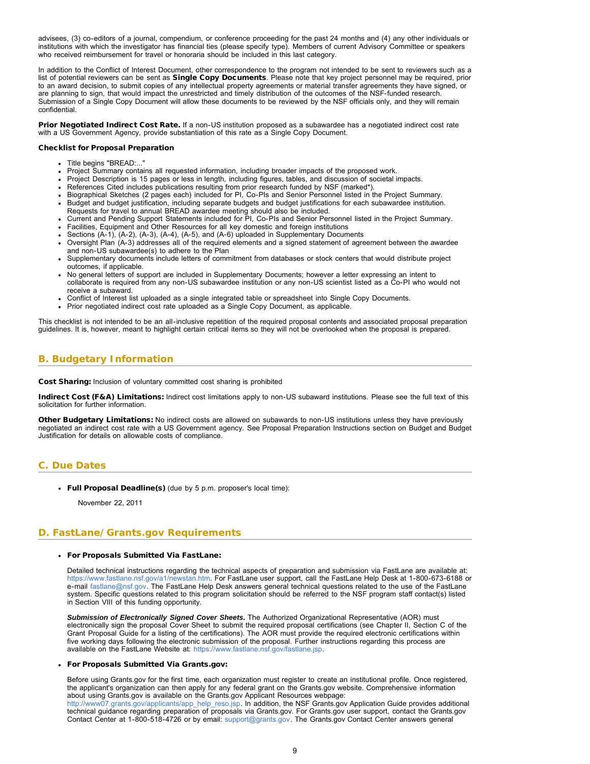advisees, (3) co-editors of a journal, compendium, or conference proceeding for the past 24 months and (4) any other individuals or institutions with which the investigator has financial ties (please specify type). Members of current Advisory Committee or speakers who received reimbursement for travel or honoraria should be included in this last category.

In addition to the Conflict of Interest Document, other correspondence to the program not intended to be sent to reviewers such as a list of potential reviewers can be sent as **Single Copy Documents**. Please note that key project personnel may be required, prior to an award decision, to submit copies of any intellectual property agreements or material transfer agreements they have signed, or are planning to sign, that would impact the unrestricted and timely distribution of the outcomes of the NSF-funded research. Submission of a Single Copy Document will allow these documents to be reviewed by the NSF officials only, and they will remain confidential.

**Prior Negotiated Indirect Cost Rate.** If a non-US institution proposed as a subawardee has a negotiated indirect cost rate with a US Government Agency, provide substantiation of this rate as a Single Copy Document.

**Checklist for Proposal Preparation**

- Title begins "BREAD:..."
- Project Summary contains all requested information, including broader impacts of the proposed work.
- Project Description is 15 pages or less in length, including figures, tables, and discussion of societal impacts.
- References Cited includes publications resulting from prior research funded by NSF (marked*).
- Biographical Sketches (2 pages each) included for PI, Co-PIs and Senior Personnel listed in the Project Summary.
- Budget and budget justification, including separate budgets and budget justifications for each subawardee institution. Requests for travel to annual BREAD awardee meeting should also be included.
- Current and Pending Support Statements included for PI, Co-PIs and Senior Personnel listed in the Project Summary.
- Facilities, Equipment and Other Resources for all key domestic and foreign institutions
- Sections (A-1), (A-2), (A-3), (A-4), (A-5), and (A-6) uploaded in Supplementary Documents
- Oversight Plan (A-3) addresses all of the required elements and a signed statement of agreement between the awardee and non-US subawardee(s) to adhere to the Plan
- Supplementary documents include letters of commitment from databases or stock centers that would distribute project outcomes, if applicable.
- No general letters of support are included in Supplementary Documents; however a letter expressing an intent to collaborate is required from any non-US subawardee institution or any non-US scientist listed as a Co-PI who would not receive a subaward.
- Conflict of Interest list uploaded as a single integrated table or spreadsheet into Single Copy Documents.
- Prior negotiated indirect cost rate uploaded as a Single Copy Document, as applicable.

This checklist is not intended to be an all-inclusive repetition of the required proposal contents and associated proposal preparation guidelines. It is, however, meant to highlight certain critical items so they will not be overlooked when the proposal is prepared.

## B. Budgetary Information

**Cost Sharing:** Inclusion of voluntary committed cost sharing is prohibited

**Indirect Cost (F&A) Limitations:** Indirect cost limitations apply to non-US subaward institutions. Please see the full text of this solicitation for further information.

**Other Budgetary Limitations:** No indirect costs are allowed on subawards to non-US institutions unless they have previously negotiated an indirect cost rate with a US Government agency. See Proposal Preparation Instructions section on Budget and Budget Justification for details on allowable costs of compliance.

## C. Due Dates

- **Full Proposal Deadline(s)** (due by 5 p.m. proposer's local time):

  November 22, 2011

## D. FastLane/Grants.gov Requirements

- **For Proposals Submitted Via FastLane:**

  Detailed technical instructions regarding the technical aspects of preparation and submission via FastLane are available at: https://www.fastlane.nsf.gov/a1/newstan.htm. For FastLane user support, call the FastLane Help Desk at 1-800-673-6188 or e-mail fastlane@nsf.gov. The FastLane Help Desk answers general technical questions related to the use of the FastLane system. Specific questions related to this program solicitation should be referred to the NSF program staff contact(s) listed in Section VIII of this funding opportunity.

  ***Submission of Electronically Signed Cover Sheets.*** The Authorized Organizational Representative (AOR) must electronically sign the proposal Cover Sheet to submit the required proposal certifications (see Chapter II, Section C of the Grant Proposal Guide for a listing of the certifications). The AOR must provide the required electronic certifications within five working days following the electronic submission of the proposal. Further instructions regarding this process are available on the FastLane Website at: https://www.fastlane.nsf.gov/fastlane.jsp.

- **For Proposals Submitted Via Grants.gov:**

  Before using Grants.gov for the first time, each organization must register to create an institutional profile. Once registered, the applicant's organization can then apply for any federal grant on the Grants.gov website. Comprehensive information about using Grants.gov is available on the Grants.gov Applicant Resources webpage: http://www07.grants.gov/applicants/app_help_reso.jsp. In addition, the NSF Grants.gov Application Guide provides additional technical guidance regarding preparation of proposals via Grants.gov. For Grants.gov user support, contact the Grants.gov Contact Center at 1-800-518-4726 or by email: support@grants.gov. The Grants.gov Contact Center answers general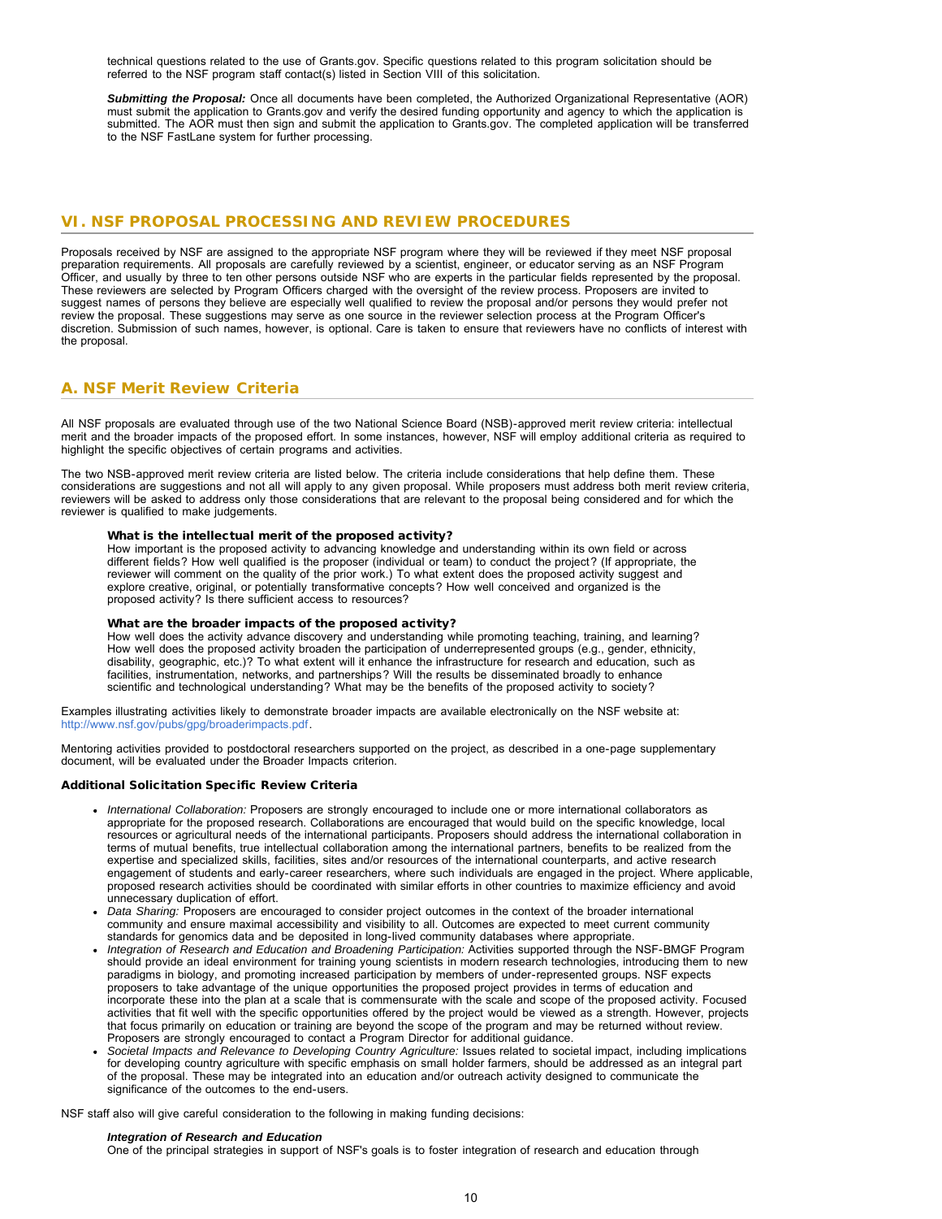technical questions related to the use of Grants.gov. Specific questions related to this program solicitation should be referred to the NSF program staff contact(s) listed in Section VIII of this solicitation.

***Submitting the Proposal:*** Once all documents have been completed, the Authorized Organizational Representative (AOR) must submit the application to Grants.gov and verify the desired funding opportunity and agency to which the application is submitted. The AOR must then sign and submit the application to Grants.gov. The completed application will be transferred to the NSF FastLane system for further processing.

## VI. NSF PROPOSAL PROCESSING AND REVIEW PROCEDURES

Proposals received by NSF are assigned to the appropriate NSF program where they will be reviewed if they meet NSF proposal preparation requirements. All proposals are carefully reviewed by a scientist, engineer, or educator serving as an NSF Program Officer, and usually by three to ten other persons outside NSF who are experts in the particular fields represented by the proposal. These reviewers are selected by Program Officers charged with the oversight of the review process. Proposers are invited to suggest names of persons they believe are especially well qualified to review the proposal and/or persons they would prefer not review the proposal. These suggestions may serve as one source in the reviewer selection process at the Program Officer's discretion. Submission of such names, however, is optional. Care is taken to ensure that reviewers have no conflicts of interest with the proposal.

## A. NSF Merit Review Criteria

All NSF proposals are evaluated through use of the two National Science Board (NSB)-approved merit review criteria: intellectual merit and the broader impacts of the proposed effort. In some instances, however, NSF will employ additional criteria as required to highlight the specific objectives of certain programs and activities.

The two NSB-approved merit review criteria are listed below. The criteria include considerations that help define them. These considerations are suggestions and not all will apply to any given proposal. While proposers must address both merit review criteria, reviewers will be asked to address only those considerations that are relevant to the proposal being considered and for which the reviewer is qualified to make judgements.

**What is the intellectual merit of the proposed activity?**
How important is the proposed activity to advancing knowledge and understanding within its own field or across different fields? How well qualified is the proposer (individual or team) to conduct the project? (If appropriate, the reviewer will comment on the quality of the prior work.) To what extent does the proposed activity suggest and explore creative, original, or potentially transformative concepts? How well conceived and organized is the proposed activity? Is there sufficient access to resources?

**What are the broader impacts of the proposed activity?**
How well does the activity advance discovery and understanding while promoting teaching, training, and learning? How well does the proposed activity broaden the participation of underrepresented groups (e.g., gender, ethnicity, disability, geographic, etc.)? To what extent will it enhance the infrastructure for research and education, such as facilities, instrumentation, networks, and partnerships? Will the results be disseminated broadly to enhance scientific and technological understanding? What may be the benefits of the proposed activity to society?

Examples illustrating activities likely to demonstrate broader impacts are available electronically on the NSF website at: http://www.nsf.gov/pubs/gpg/broaderimpacts.pdf.

Mentoring activities provided to postdoctoral researchers supported on the project, as described in a one-page supplementary document, will be evaluated under the Broader Impacts criterion.

**Additional Solicitation Specific Review Criteria**

- *International Collaboration:* Proposers are strongly encouraged to include one or more international collaborators as appropriate for the proposed research. Collaborations are encouraged that would build on the specific knowledge, local resources or agricultural needs of the international participants. Proposers should address the international collaboration in terms of mutual benefits, true intellectual collaboration among the international partners, benefits to be realized from the expertise and specialized skills, facilities, sites and/or resources of the international counterparts, and active research engagement of students and early-career researchers, where such individuals are engaged in the project. Where applicable, proposed research activities should be coordinated with similar efforts in other countries to maximize efficiency and avoid unnecessary duplication of effort.
- *Data Sharing:* Proposers are encouraged to consider project outcomes in the context of the broader international community and ensure maximal accessibility and visibility to all. Outcomes are expected to meet current community standards for genomics data and be deposited in long-lived community databases where appropriate.
- *Integration of Research and Education and Broadening Participation:* Activities supported through the NSF-BMGF Program should provide an ideal environment for training young scientists in modern research technologies, introducing them to new paradigms in biology, and promoting increased participation by members of under-represented groups. NSF expects proposers to take advantage of the unique opportunities the proposed project provides in terms of education and incorporate these into the plan at a scale that is commensurate with the scale and scope of the proposed activity. Focused activities that fit well with the specific opportunities offered by the project would be viewed as a strength. However, projects that focus primarily on education or training are beyond the scope of the program and may be returned without review. Proposers are strongly encouraged to contact a Program Director for additional guidance.
- *Societal Impacts and Relevance to Developing Country Agriculture:* Issues related to societal impact, including implications for developing country agriculture with specific emphasis on small holder farmers, should be addressed as an integral part of the proposal. These may be integrated into an education and/or outreach activity designed to communicate the significance of the outcomes to the end-users.

NSF staff also will give careful consideration to the following in making funding decisions:

***Integration of Research and Education***
One of the principal strategies in support of NSF's goals is to foster integration of research and education through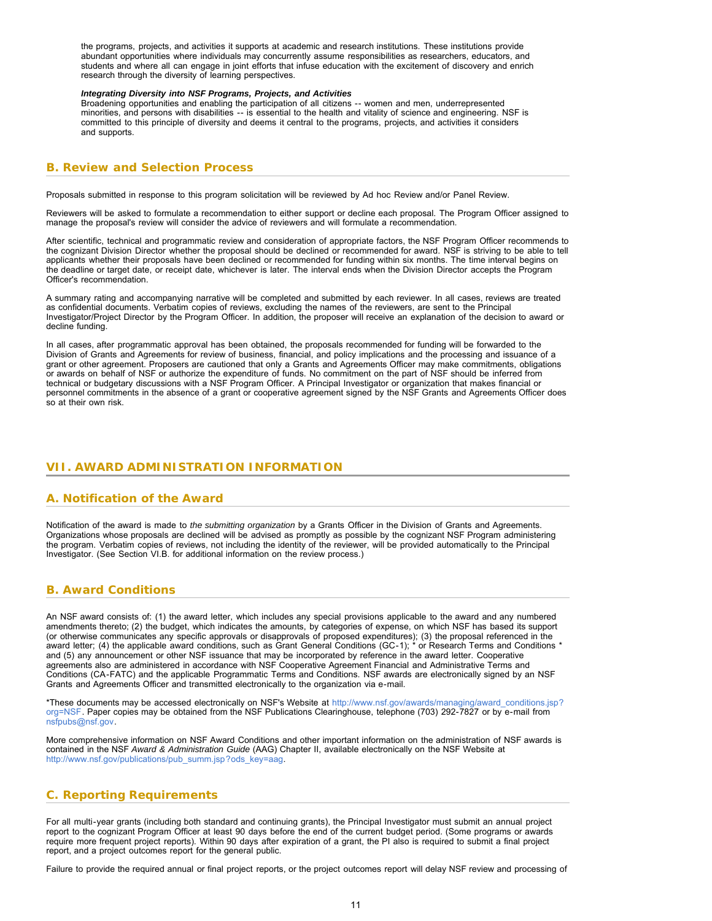the programs, projects, and activities it supports at academic and research institutions. These institutions provide abundant opportunities where individuals may concurrently assume responsibilities as researchers, educators, and students and where all can engage in joint efforts that infuse education with the excitement of discovery and enrich research through the diversity of learning perspectives.

***Integrating Diversity into NSF Programs, Projects, and Activities***
Broadening opportunities and enabling the participation of all citizens -- women and men, underrepresented minorities, and persons with disabilities -- is essential to the health and vitality of science and engineering. NSF is committed to this principle of diversity and deems it central to the programs, projects, and activities it considers and supports.

## B. Review and Selection Process

Proposals submitted in response to this program solicitation will be reviewed by Ad hoc Review and/or Panel Review.

Reviewers will be asked to formulate a recommendation to either support or decline each proposal. The Program Officer assigned to manage the proposal's review will consider the advice of reviewers and will formulate a recommendation.

After scientific, technical and programmatic review and consideration of appropriate factors, the NSF Program Officer recommends to the cognizant Division Director whether the proposal should be declined or recommended for award. NSF is striving to be able to tell applicants whether their proposals have been declined or recommended for funding within six months. The time interval begins on the deadline or target date, or receipt date, whichever is later. The interval ends when the Division Director accepts the Program Officer's recommendation.

A summary rating and accompanying narrative will be completed and submitted by each reviewer. In all cases, reviews are treated as confidential documents. Verbatim copies of reviews, excluding the names of the reviewers, are sent to the Principal Investigator/Project Director by the Program Officer. In addition, the proposer will receive an explanation of the decision to award or decline funding.

In all cases, after programmatic approval has been obtained, the proposals recommended for funding will be forwarded to the Division of Grants and Agreements for review of business, financial, and policy implications and the processing and issuance of a grant or other agreement. Proposers are cautioned that only a Grants and Agreements Officer may make commitments, obligations or awards on behalf of NSF or authorize the expenditure of funds. No commitment on the part of NSF should be inferred from technical or budgetary discussions with a NSF Program Officer. A Principal Investigator or organization that makes financial or personnel commitments in the absence of a grant or cooperative agreement signed by the NSF Grants and Agreements Officer does so at their own risk.

# VII. AWARD ADMINISTRATION INFORMATION

## A. Notification of the Award

Notification of the award is made to *the submitting organization* by a Grants Officer in the Division of Grants and Agreements. Organizations whose proposals are declined will be advised as promptly as possible by the cognizant NSF Program administering the program. Verbatim copies of reviews, not including the identity of the reviewer, will be provided automatically to the Principal Investigator. (See Section VI.B. for additional information on the review process.)

## B. Award Conditions

An NSF award consists of: (1) the award letter, which includes any special provisions applicable to the award and any numbered amendments thereto; (2) the budget, which indicates the amounts, by categories of expense, on which NSF has based its support (or otherwise communicates any specific approvals or disapprovals of proposed expenditures); (3) the proposal referenced in the award letter; (4) the applicable award conditions, such as Grant General Conditions (GC-1); * or Research Terms and Conditions * and (5) any announcement or other NSF issuance that may be incorporated by reference in the award letter. Cooperative agreements also are administered in accordance with NSF Cooperative Agreement Financial and Administrative Terms and Conditions (CA-FATC) and the applicable Programmatic Terms and Conditions. NSF awards are electronically signed by an NSF Grants and Agreements Officer and transmitted electronically to the organization via e-mail.

*These documents may be accessed electronically on NSF's Website at http://www.nsf.gov/awards/managing/award_conditions.jsp?org=NSF. Paper copies may be obtained from the NSF Publications Clearinghouse, telephone (703) 292-7827 or by e-mail from nsfpubs@nsf.gov.

More comprehensive information on NSF Award Conditions and other important information on the administration of NSF awards is contained in the NSF *Award & Administration Guide* (AAG) Chapter II, available electronically on the NSF Website at http://www.nsf.gov/publications/pub_summ.jsp?ods_key=aag.

## C. Reporting Requirements

For all multi-year grants (including both standard and continuing grants), the Principal Investigator must submit an annual project report to the cognizant Program Officer at least 90 days before the end of the current budget period. (Some programs or awards require more frequent project reports). Within 90 days after expiration of a grant, the PI also is required to submit a final project report, and a project outcomes report for the general public.

Failure to provide the required annual or final project reports, or the project outcomes report will delay NSF review and processing of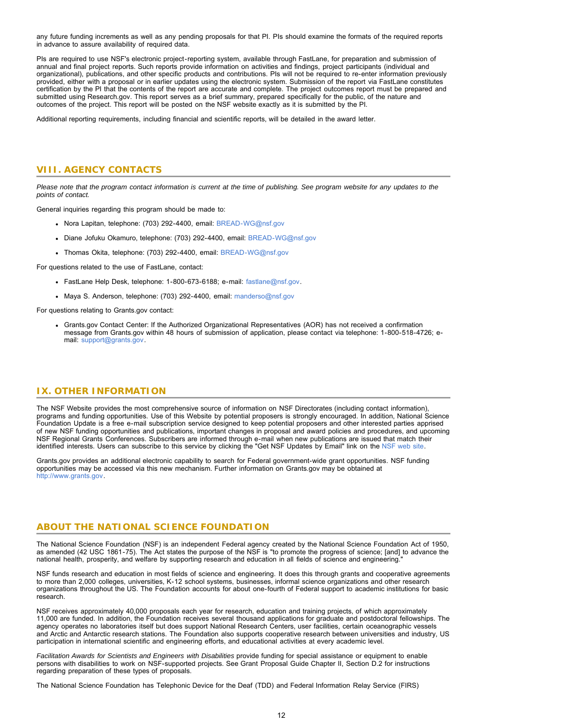any future funding increments as well as any pending proposals for that PI. PIs should examine the formats of the required reports in advance to assure availability of required data.

PIs are required to use NSF's electronic project-reporting system, available through FastLane, for preparation and submission of annual and final project reports. Such reports provide information on activities and findings, project participants (individual and organizational), publications, and other specific products and contributions. PIs will not be required to re-enter information previously provided, either with a proposal or in earlier updates using the electronic system. Submission of the report via FastLane constitutes certification by the PI that the contents of the report are accurate and complete. The project outcomes report must be prepared and submitted using Research.gov. This report serves as a brief summary, prepared specifically for the public, of the nature and outcomes of the project. This report will be posted on the NSF website exactly as it is submitted by the PI.

Additional reporting requirements, including financial and scientific reports, will be detailed in the award letter.

## VIII. AGENCY CONTACTS

*Please note that the program contact information is current at the time of publishing. See program website for any updates to the points of contact.*

General inquiries regarding this program should be made to:

- Nora Lapitan, telephone: (703) 292-4400, email: BREAD-WG@nsf.gov
- Diane Jofuku Okamuro, telephone: (703) 292-4400, email: BREAD-WG@nsf.gov
- Thomas Okita, telephone: (703) 292-4400, email: BREAD-WG@nsf.gov

For questions related to the use of FastLane, contact:

- FastLane Help Desk, telephone: 1-800-673-6188; e-mail: fastlane@nsf.gov.
- Maya S. Anderson, telephone: (703) 292-4400, email: manderso@nsf.gov

For questions relating to Grants.gov contact:

- Grants.gov Contact Center: If the Authorized Organizational Representatives (AOR) has not received a confirmation message from Grants.gov within 48 hours of submission of application, please contact via telephone: 1-800-518-4726; e-mail: support@grants.gov.

## IX. OTHER INFORMATION

The NSF Website provides the most comprehensive source of information on NSF Directorates (including contact information), programs and funding opportunities. Use of this Website by potential proposers is strongly encouraged. In addition, National Science Foundation Update is a free e-mail subscription service designed to keep potential proposers and other interested parties apprised of new NSF funding opportunities and publications, important changes in proposal and award policies and procedures, and upcoming NSF Regional Grants Conferences. Subscribers are informed through e-mail when new publications are issued that match their identified interests. Users can subscribe to this service by clicking the "Get NSF Updates by Email" link on the NSF web site.

Grants.gov provides an additional electronic capability to search for Federal government-wide grant opportunities. NSF funding opportunities may be accessed via this new mechanism. Further information on Grants.gov may be obtained at http://www.grants.gov.

## ABOUT THE NATIONAL SCIENCE FOUNDATION

The National Science Foundation (NSF) is an independent Federal agency created by the National Science Foundation Act of 1950, as amended (42 USC 1861-75). The Act states the purpose of the NSF is "to promote the progress of science; [and] to advance the national health, prosperity, and welfare by supporting research and education in all fields of science and engineering."

NSF funds research and education in most fields of science and engineering. It does this through grants and cooperative agreements to more than 2,000 colleges, universities, K-12 school systems, businesses, informal science organizations and other research organizations throughout the US. The Foundation accounts for about one-fourth of Federal support to academic institutions for basic research.

NSF receives approximately 40,000 proposals each year for research, education and training projects, of which approximately 11,000 are funded. In addition, the Foundation receives several thousand applications for graduate and postdoctoral fellowships. The agency operates no laboratories itself but does support National Research Centers, user facilities, certain oceanographic vessels and Arctic and Antarctic research stations. The Foundation also supports cooperative research between universities and industry, US participation in international scientific and engineering efforts, and educational activities at every academic level.

*Facilitation Awards for Scientists and Engineers with Disabilities* provide funding for special assistance or equipment to enable persons with disabilities to work on NSF-supported projects. See Grant Proposal Guide Chapter II, Section D.2 for instructions regarding preparation of these types of proposals.

The National Science Foundation has Telephonic Device for the Deaf (TDD) and Federal Information Relay Service (FIRS)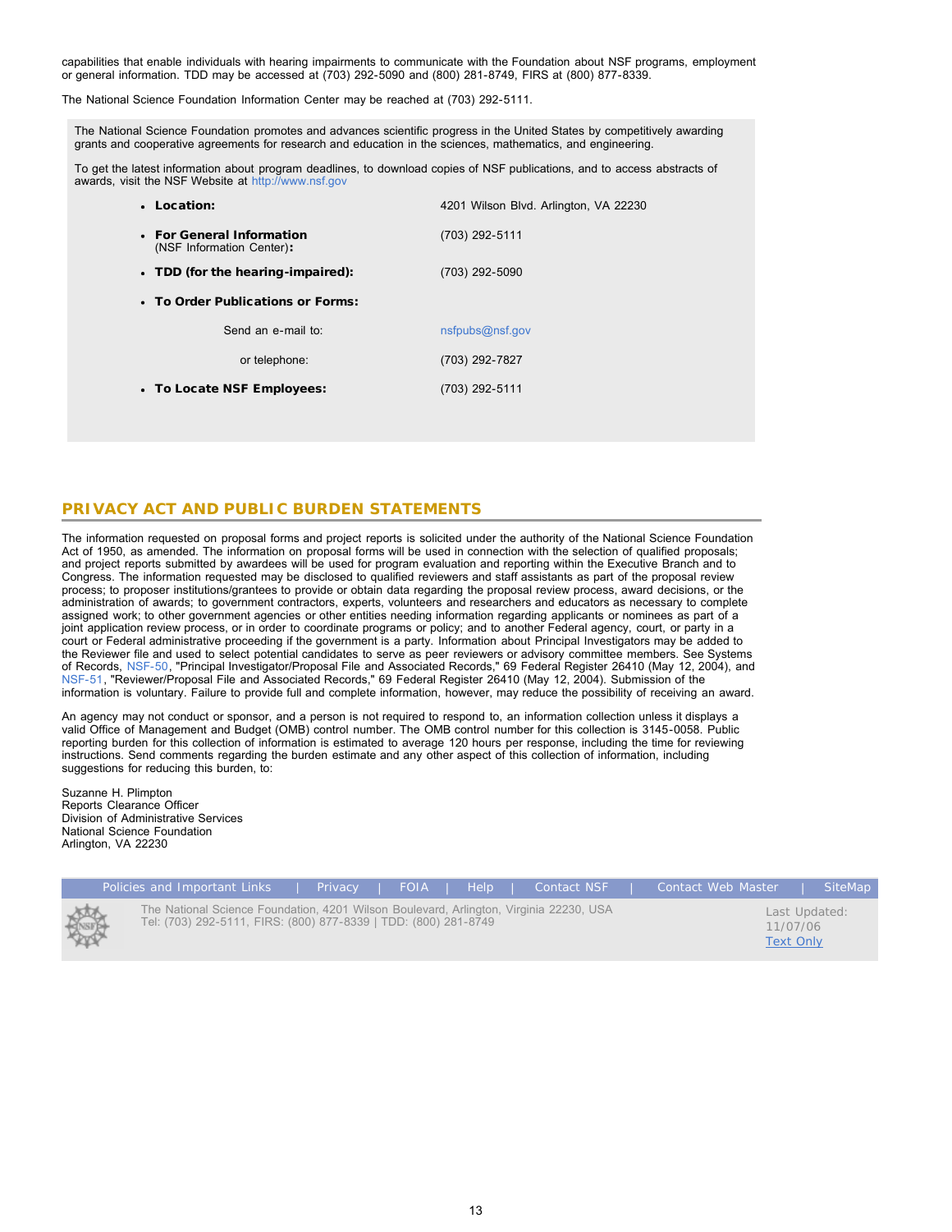capabilities that enable individuals with hearing impairments to communicate with the Foundation about NSF programs, employment or general information. TDD may be accessed at (703) 292-5090 and (800) 281-8749, FIRS at (800) 877-8339.

The National Science Foundation Information Center may be reached at (703) 292-5111.

The National Science Foundation promotes and advances scientific progress in the United States by competitively awarding grants and cooperative agreements for research and education in the sciences, mathematics, and engineering.

To get the latest information about program deadlines, to download copies of NSF publications, and to access abstracts of awards, visit the NSF Website at http://www.nsf.gov

| | |
|---|---|
| • **Location:** | 4201 Wilson Blvd. Arlington, VA 22230 |
| • **For General Information** (NSF Information Center)**:** | (703) 292-5111 |
| • **TDD (for the hearing-impaired):** | (703) 292-5090 |
| • **To Order Publications or Forms:** | |
| Send an e-mail to: | nsfpubs@nsf.gov |
| or telephone: | (703) 292-7827 |
| • **To Locate NSF Employees:** | (703) 292-5111 |

## PRIVACY ACT AND PUBLIC BURDEN STATEMENTS

The information requested on proposal forms and project reports is solicited under the authority of the National Science Foundation Act of 1950, as amended. The information on proposal forms will be used in connection with the selection of qualified proposals; and project reports submitted by awardees will be used for program evaluation and reporting within the Executive Branch and to Congress. The information requested may be disclosed to qualified reviewers and staff assistants as part of the proposal review process; to proposer institutions/grantees to provide or obtain data regarding the proposal review process, award decisions, or the administration of awards; to government contractors, experts, volunteers and researchers and educators as necessary to complete assigned work; to other government agencies or other entities needing information regarding applicants or nominees as part of a joint application review process, or in order to coordinate programs or policy; and to another Federal agency, court, or party in a court or Federal administrative proceeding if the government is a party. Information about Principal Investigators may be added to the Reviewer file and used to select potential candidates to serve as peer reviewers or advisory committee members. See Systems of Records, NSF-50, "Principal Investigator/Proposal File and Associated Records," 69 Federal Register 26410 (May 12, 2004), and NSF-51, "Reviewer/Proposal File and Associated Records," 69 Federal Register 26410 (May 12, 2004). Submission of the information is voluntary. Failure to provide full and complete information, however, may reduce the possibility of receiving an award.

An agency may not conduct or sponsor, and a person is not required to respond to, an information collection unless it displays a valid Office of Management and Budget (OMB) control number. The OMB control number for this collection is 3145-0058. Public reporting burden for this collection of information is estimated to average 120 hours per response, including the time for reviewing instructions. Send comments regarding the burden estimate and any other aspect of this collection of information, including suggestions for reducing this burden, to:

Suzanne H. Plimpton
Reports Clearance Officer
Division of Administrative Services
National Science Foundation
Arlington, VA 22230

Policies and Important Links | Privacy | FOIA | Help | Contact NSF | Contact Web Master | SiteMap

The National Science Foundation, 4201 Wilson Boulevard, Arlington, Virginia 22230, USA
Tel: (703) 292-5111, FIRS: (800) 877-8339 | TDD: (800) 281-8749

Last Updated: 11/07/06
Text Only